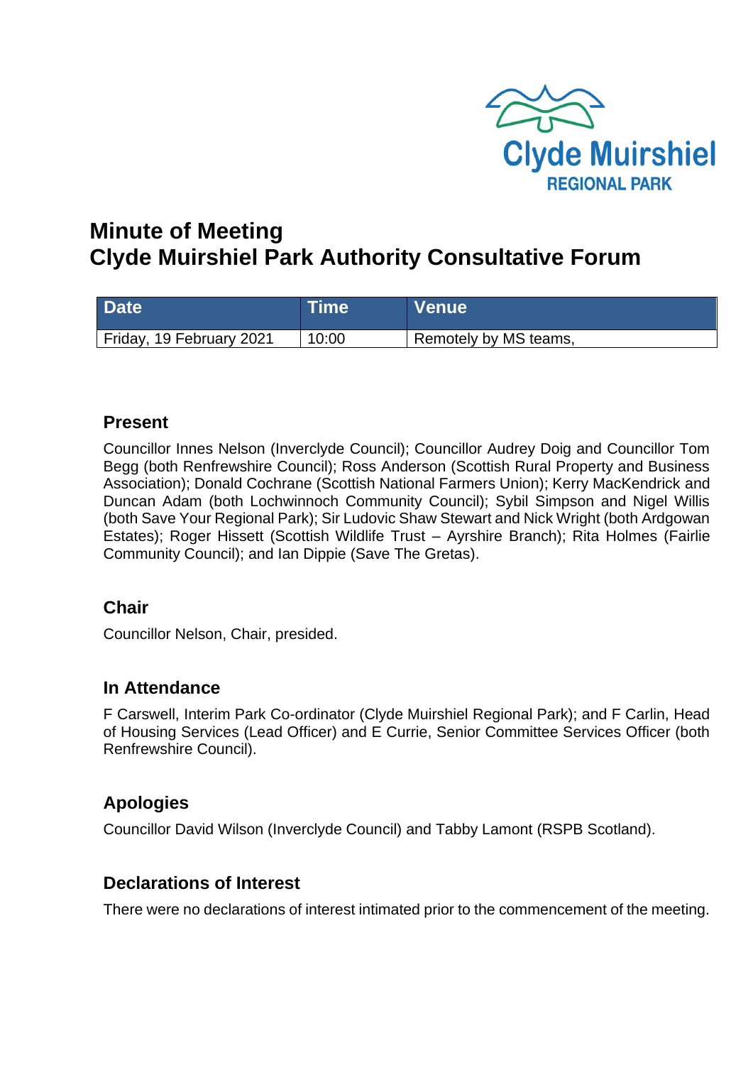# Minute of Meeting
# Clyde Muirshiel Park Authority Consultative Forum

| Date | Time | Venue |
| --- | --- | --- |
| Friday, 19 February 2021 | 10:00 | Remotely by MS teams, |

## Present

Councillor Innes Nelson (Inverclyde Council); Councillor Audrey Doig and Councillor Tom Begg (both Renfrewshire Council); Ross Anderson (Scottish Rural Property and Business Association); Donald Cochrane (Scottish National Farmers Union); Kerry MacKendrick and Duncan Adam (both Lochwinnoch Community Council); Sybil Simpson and Nigel Willis (both Save Your Regional Park); Sir Ludovic Shaw Stewart and Nick Wright (both Ardgowan Estates); Roger Hissett (Scottish Wildlife Trust – Ayrshire Branch); Rita Holmes (Fairlie Community Council); and Ian Dippie (Save The Gretas).

## Chair

Councillor Nelson, Chair, presided.

## In Attendance

F Carswell, Interim Park Co-ordinator (Clyde Muirshiel Regional Park); and F Carlin, Head of Housing Services (Lead Officer) and E Currie, Senior Committee Services Officer (both Renfrewshire Council).

## Apologies

Councillor David Wilson (Inverclyde Council) and Tabby Lamont (RSPB Scotland).

## Declarations of Interest

There were no declarations of interest intimated prior to the commencement of the meeting.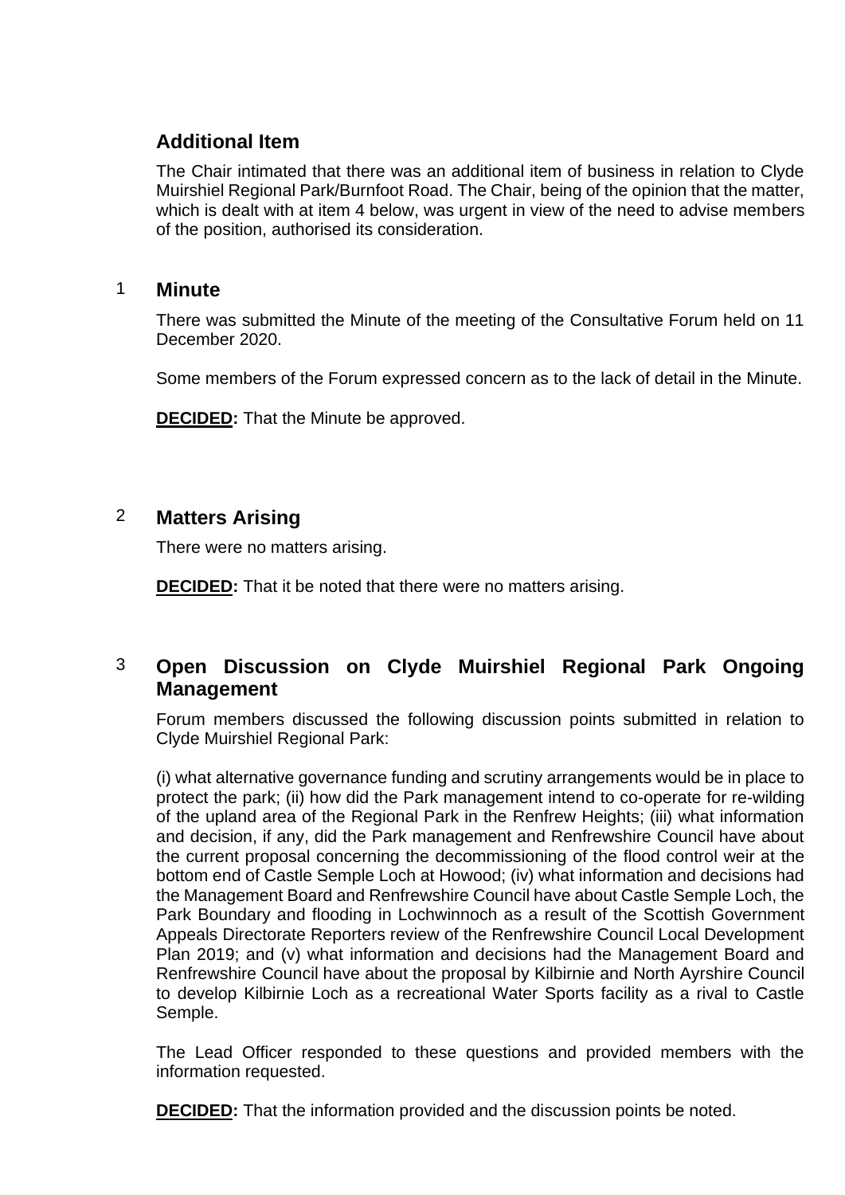## Additional Item

The Chair intimated that there was an additional item of business in relation to Clyde Muirshiel Regional Park/Burnfoot Road. The Chair, being of the opinion that the matter, which is dealt with at item 4 below, was urgent in view of the need to advise members of the position, authorised its consideration.

## 1 Minute

There was submitted the Minute of the meeting of the Consultative Forum held on 11 December 2020.

Some members of the Forum expressed concern as to the lack of detail in the Minute.

**DECIDED:** That the Minute be approved.

## 2 Matters Arising

There were no matters arising.

**DECIDED:** That it be noted that there were no matters arising.

## 3 Open Discussion on Clyde Muirshiel Regional Park Ongoing Management

Forum members discussed the following discussion points submitted in relation to Clyde Muirshiel Regional Park:

(i) what alternative governance funding and scrutiny arrangements would be in place to protect the park; (ii) how did the Park management intend to co-operate for re-wilding of the upland area of the Regional Park in the Renfrew Heights; (iii) what information and decision, if any, did the Park management and Renfrewshire Council have about the current proposal concerning the decommissioning of the flood control weir at the bottom end of Castle Semple Loch at Howood; (iv) what information and decisions had the Management Board and Renfrewshire Council have about Castle Semple Loch, the Park Boundary and flooding in Lochwinnoch as a result of the Scottish Government Appeals Directorate Reporters review of the Renfrewshire Council Local Development Plan 2019; and (v) what information and decisions had the Management Board and Renfrewshire Council have about the proposal by Kilbirnie and North Ayrshire Council to develop Kilbirnie Loch as a recreational Water Sports facility as a rival to Castle Semple.

The Lead Officer responded to these questions and provided members with the information requested.

**DECIDED:** That the information provided and the discussion points be noted.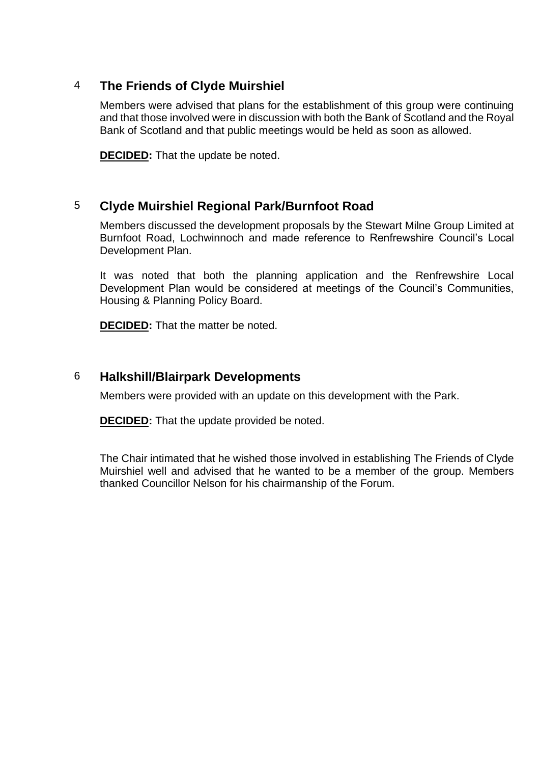## 4 The Friends of Clyde Muirshiel

Members were advised that plans for the establishment of this group were continuing and that those involved were in discussion with both the Bank of Scotland and the Royal Bank of Scotland and that public meetings would be held as soon as allowed.

**DECIDED:** That the update be noted.

## 5 Clyde Muirshiel Regional Park/Burnfoot Road

Members discussed the development proposals by the Stewart Milne Group Limited at Burnfoot Road, Lochwinnoch and made reference to Renfrewshire Council's Local Development Plan.

It was noted that both the planning application and the Renfrewshire Local Development Plan would be considered at meetings of the Council's Communities, Housing & Planning Policy Board.

**DECIDED:** That the matter be noted.

## 6 Halkshill/Blairpark Developments

Members were provided with an update on this development with the Park.

**DECIDED:** That the update provided be noted.

The Chair intimated that he wished those involved in establishing The Friends of Clyde Muirshiel well and advised that he wanted to be a member of the group. Members thanked Councillor Nelson for his chairmanship of the Forum.